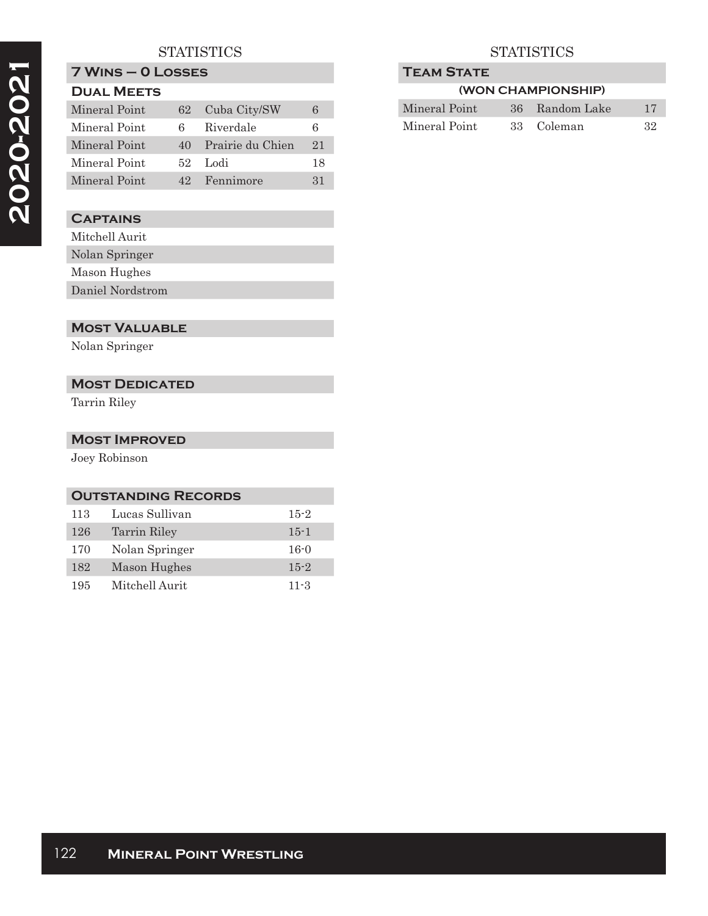## STATISTICS

### 7 Wins – 0 Losses

**Dual Meets**

| | | | |
|---|---|---|---|
| Mineral Point | 62 | Cuba City/SW | 6 |
| Mineral Point | 6 | Riverdale | 6 |
| Mineral Point | 40 | Prairie du Chien | 21 |
| Mineral Point | 52 | Lodi | 18 |
| Mineral Point | 42 | Fennimore | 31 |

### Captains

Mitchell Aurit
Nolan Springer
Mason Hughes
Daniel Nordstrom

### Most Valuable

Nolan Springer

### Most Dedicated

Tarrin Riley

### Most Improved

Joey Robinson

### Outstanding Records

| | | |
|---|---|---|
| 113 | Lucas Sullivan | 15-2 |
| 126 | Tarrin Riley | 15-1 |
| 170 | Nolan Springer | 16-0 |
| 182 | Mason Hughes | 15-2 |
| 195 | Mitchell Aurit | 11-3 |

## STATISTICS

### Team State

**(WON CHAMPIONSHIP)**

| | | | |
|---|---|---|---|
| Mineral Point | 36 | Random Lake | 17 |
| Mineral Point | 33 | Coleman | 32 |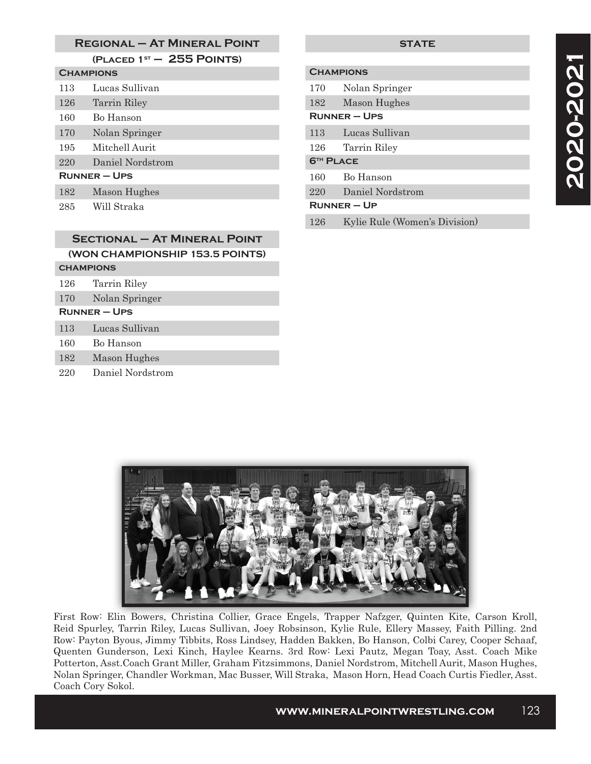## Regional – At Mineral Point

**(Placed 1st – 255 Points)**

| | |
|---|---|
| **Champions** | |
| 113 | Lucas Sullivan |
| 126 | Tarrin Riley |
| 160 | Bo Hanson |
| 170 | Nolan Springer |
| 195 | Mitchell Aurit |
| 220 | Daniel Nordstrom |
| **Runner – Ups** | |
| 182 | Mason Hughes |
| 285 | Will Straka |

## Sectional – At Mineral Point

**(WON CHAMPIONSHIP 153.5 POINTS)**

| | |
|---|---|
| **CHAMPIONS** | |
| 126 | Tarrin Riley |
| 170 | Nolan Springer |
| **Runner – Ups** | |
| 113 | Lucas Sullivan |
| 160 | Bo Hanson |
| 182 | Mason Hughes |
| 220 | Daniel Nordstrom |

## STATE

| | |
|---|---|
| **Champions** | |
| 170 | Nolan Springer |
| 182 | Mason Hughes |
| **Runner – Ups** | |
| 113 | Lucas Sullivan |
| 126 | Tarrin Riley |
| **6th Place** | |
| 160 | Bo Hanson |
| 220 | Daniel Nordstrom |
| **Runner – Up** | |
| 126 | Kylie Rule (Women's Division) |

**2020-2021**

First Row: Elin Bowers, Christina Collier, Grace Engels, Trapper Nafzger, Quinten Kite, Carson Kroll, Reid Spurley, Tarrin Riley, Lucas Sullivan, Joey Robsinson, Kylie Rule, Ellery Massey, Faith Pilling. 2nd Row: Payton Byous, Jimmy Tibbits, Ross Lindsey, Hadden Bakken, Bo Hanson, Colbi Carey, Cooper Schaaf, Quenten Gunderson, Lexi Kinch, Haylee Kearns. 3rd Row: Lexi Pautz, Megan Toay, Asst. Coach Mike Potterton, Asst.Coach Grant Miller, Graham Fitzsimmons, Daniel Nordstrom, Mitchell Aurit, Mason Hughes, Nolan Springer, Chandler Workman, Mac Busser, Will Straka, Mason Horn, Head Coach Curtis Fiedler, Asst. Coach Cory Sokol.

www.mineralpointwrestling.com